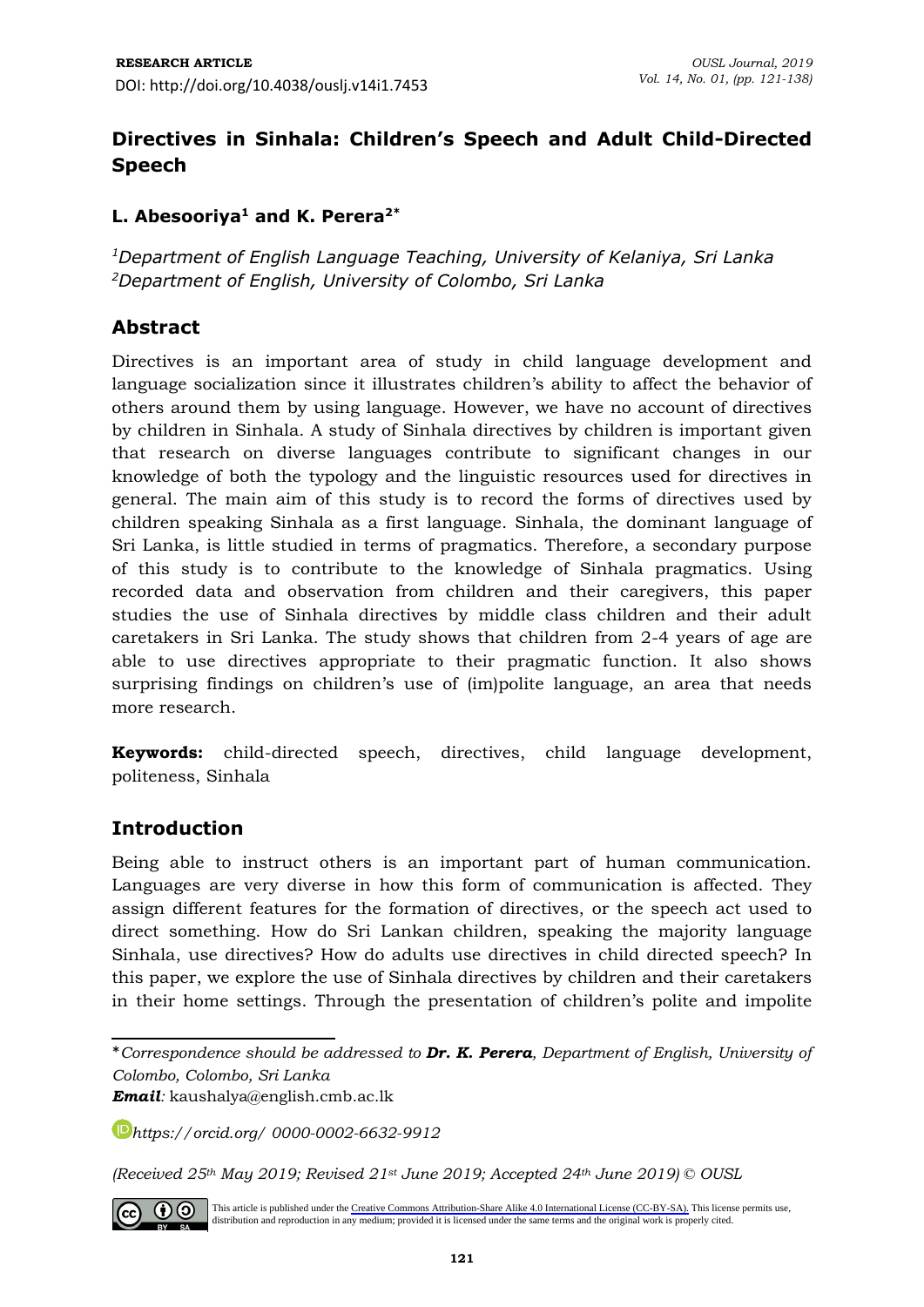RESEARCH ARTICLE

DOI: http://doi.org/10.4038/ouslj.v14i1.7453

# Directives in Sinhala: Children's Speech and Adult Child-Directed Speech

**L. Abesooriya[1] and K. Perera[2*]**

*[1]Department of English Language Teaching, University of Kelaniya, Sri Lanka*
*[2]Department of English, University of Colombo, Sri Lanka*

## Abstract

Directives is an important area of study in child language development and language socialization since it illustrates children's ability to affect the behavior of others around them by using language. However, we have no account of directives by children in Sinhala. A study of Sinhala directives by children is important given that research on diverse languages contribute to significant changes in our knowledge of both the typology and the linguistic resources used for directives in general. The main aim of this study is to record the forms of directives used by children speaking Sinhala as a first language. Sinhala, the dominant language of Sri Lanka, is little studied in terms of pragmatics. Therefore, a secondary purpose of this study is to contribute to the knowledge of Sinhala pragmatics. Using recorded data and observation from children and their caregivers, this paper studies the use of Sinhala directives by middle class children and their adult caretakers in Sri Lanka. The study shows that children from 2-4 years of age are able to use directives appropriate to their pragmatic function. It also shows surprising findings on children's use of (im)polite language, an area that needs more research.

**Keywords:** child-directed speech, directives, child language development, politeness, Sinhala

## Introduction

Being able to instruct others is an important part of human communication. Languages are very diverse in how this form of communication is affected. They assign different features for the formation of directives, or the speech act used to direct something. How do Sri Lankan children, speaking the majority language Sinhala, use directives? How do adults use directives in child directed speech? In this paper, we explore the use of Sinhala directives by children and their caretakers in their home settings. Through the presentation of children's polite and impolite

---

*Correspondence should be addressed to **Dr. K. Perera**, Department of English, University of Colombo, Colombo, Sri Lanka

***Email**: kaushalya@english.cmb.ac.lk*

*https://orcid.org/ 0000-0002-6632-9912*

*(Received 25th May 2019; Revised 21st June 2019; Accepted 24th June 2019) © OUSL*

This article is published under the Creative Commons Attribution-Share Alike 4.0 International License (CC-BY-SA). This license permits use, distribution and reproduction in any medium; provided it is licensed under the same terms and the original work is properly cited.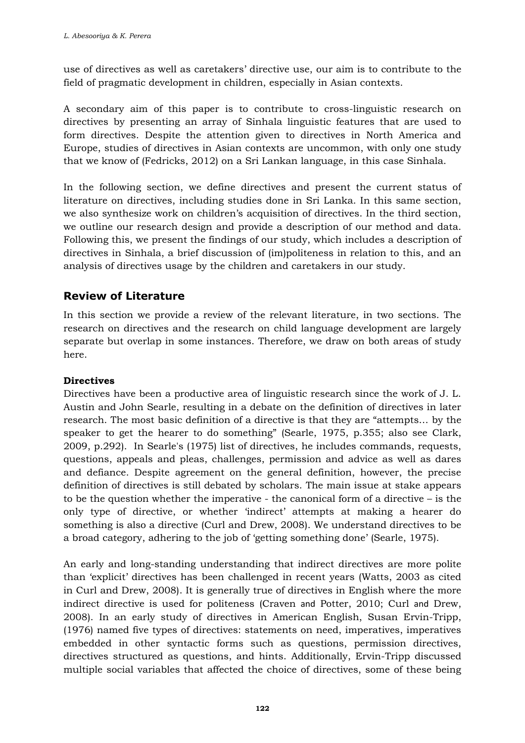use of directives as well as caretakers' directive use, our aim is to contribute to the field of pragmatic development in children, especially in Asian contexts.

A secondary aim of this paper is to contribute to cross-linguistic research on directives by presenting an array of Sinhala linguistic features that are used to form directives. Despite the attention given to directives in North America and Europe, studies of directives in Asian contexts are uncommon, with only one study that we know of (Fedricks, 2012) on a Sri Lankan language, in this case Sinhala.

In the following section, we define directives and present the current status of literature on directives, including studies done in Sri Lanka. In this same section, we also synthesize work on children's acquisition of directives. In the third section, we outline our research design and provide a description of our method and data. Following this, we present the findings of our study, which includes a description of directives in Sinhala, a brief discussion of (im)politeness in relation to this, and an analysis of directives usage by the children and caretakers in our study.

## Review of Literature

In this section we provide a review of the relevant literature, in two sections. The research on directives and the research on child language development are largely separate but overlap in some instances. Therefore, we draw on both areas of study here.

### Directives

Directives have been a productive area of linguistic research since the work of J. L. Austin and John Searle, resulting in a debate on the definition of directives in later research. The most basic definition of a directive is that they are "attempts… by the speaker to get the hearer to do something" (Searle, 1975, p.355; also see Clark, 2009, p.292). In Searle's (1975) list of directives, he includes commands, requests, questions, appeals and pleas, challenges, permission and advice as well as dares and defiance. Despite agreement on the general definition, however, the precise definition of directives is still debated by scholars. The main issue at stake appears to be the question whether the imperative - the canonical form of a directive – is the only type of directive, or whether 'indirect' attempts at making a hearer do something is also a directive (Curl and Drew, 2008). We understand directives to be a broad category, adhering to the job of 'getting something done' (Searle, 1975).

An early and long-standing understanding that indirect directives are more polite than 'explicit' directives has been challenged in recent years (Watts, 2003 as cited in Curl and Drew, 2008). It is generally true of directives in English where the more indirect directive is used for politeness (Craven and Potter, 2010; Curl and Drew, 2008). In an early study of directives in American English, Susan Ervin-Tripp, (1976) named five types of directives: statements on need, imperatives, imperatives embedded in other syntactic forms such as questions, permission directives, directives structured as questions, and hints. Additionally, Ervin-Tripp discussed multiple social variables that affected the choice of directives, some of these being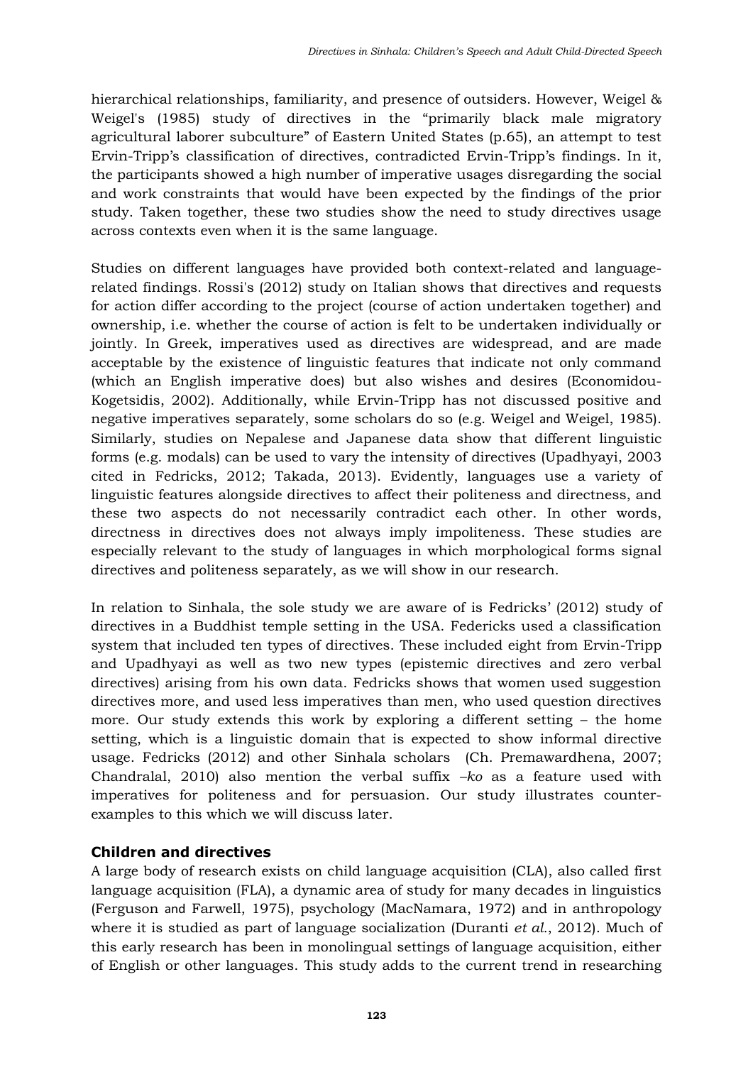hierarchical relationships, familiarity, and presence of outsiders. However, Weigel & Weigel's (1985) study of directives in the "primarily black male migratory agricultural laborer subculture" of Eastern United States (p.65), an attempt to test Ervin-Tripp's classification of directives, contradicted Ervin-Tripp's findings. In it, the participants showed a high number of imperative usages disregarding the social and work constraints that would have been expected by the findings of the prior study. Taken together, these two studies show the need to study directives usage across contexts even when it is the same language.

Studies on different languages have provided both context-related and language-related findings. Rossi's (2012) study on Italian shows that directives and requests for action differ according to the project (course of action undertaken together) and ownership, i.e. whether the course of action is felt to be undertaken individually or jointly. In Greek, imperatives used as directives are widespread, and are made acceptable by the existence of linguistic features that indicate not only command (which an English imperative does) but also wishes and desires (Economidou-Kogetsidis, 2002). Additionally, while Ervin-Tripp has not discussed positive and negative imperatives separately, some scholars do so (e.g. Weigel and Weigel, 1985). Similarly, studies on Nepalese and Japanese data show that different linguistic forms (e.g. modals) can be used to vary the intensity of directives (Upadhyayi, 2003 cited in Fedricks, 2012; Takada, 2013). Evidently, languages use a variety of linguistic features alongside directives to affect their politeness and directness, and these two aspects do not necessarily contradict each other. In other words, directness in directives does not always imply impoliteness. These studies are especially relevant to the study of languages in which morphological forms signal directives and politeness separately, as we will show in our research.

In relation to Sinhala, the sole study we are aware of is Fedricks' (2012) study of directives in a Buddhist temple setting in the USA. Federicks used a classification system that included ten types of directives. These included eight from Ervin-Tripp and Upadhyayi as well as two new types (epistemic directives and zero verbal directives) arising from his own data. Fedricks shows that women used suggestion directives more, and used less imperatives than men, who used question directives more. Our study extends this work by exploring a different setting – the home setting, which is a linguistic domain that is expected to show informal directive usage. Fedricks (2012) and other Sinhala scholars (Ch. Premawardhena, 2007; Chandralal, 2010) also mention the verbal suffix *–ko* as a feature used with imperatives for politeness and for persuasion. Our study illustrates counter-examples to this which we will discuss later.

## Children and directives

A large body of research exists on child language acquisition (CLA), also called first language acquisition (FLA), a dynamic area of study for many decades in linguistics (Ferguson and Farwell, 1975), psychology (MacNamara, 1972) and in anthropology where it is studied as part of language socialization (Duranti *et al.*, 2012). Much of this early research has been in monolingual settings of language acquisition, either of English or other languages. This study adds to the current trend in researching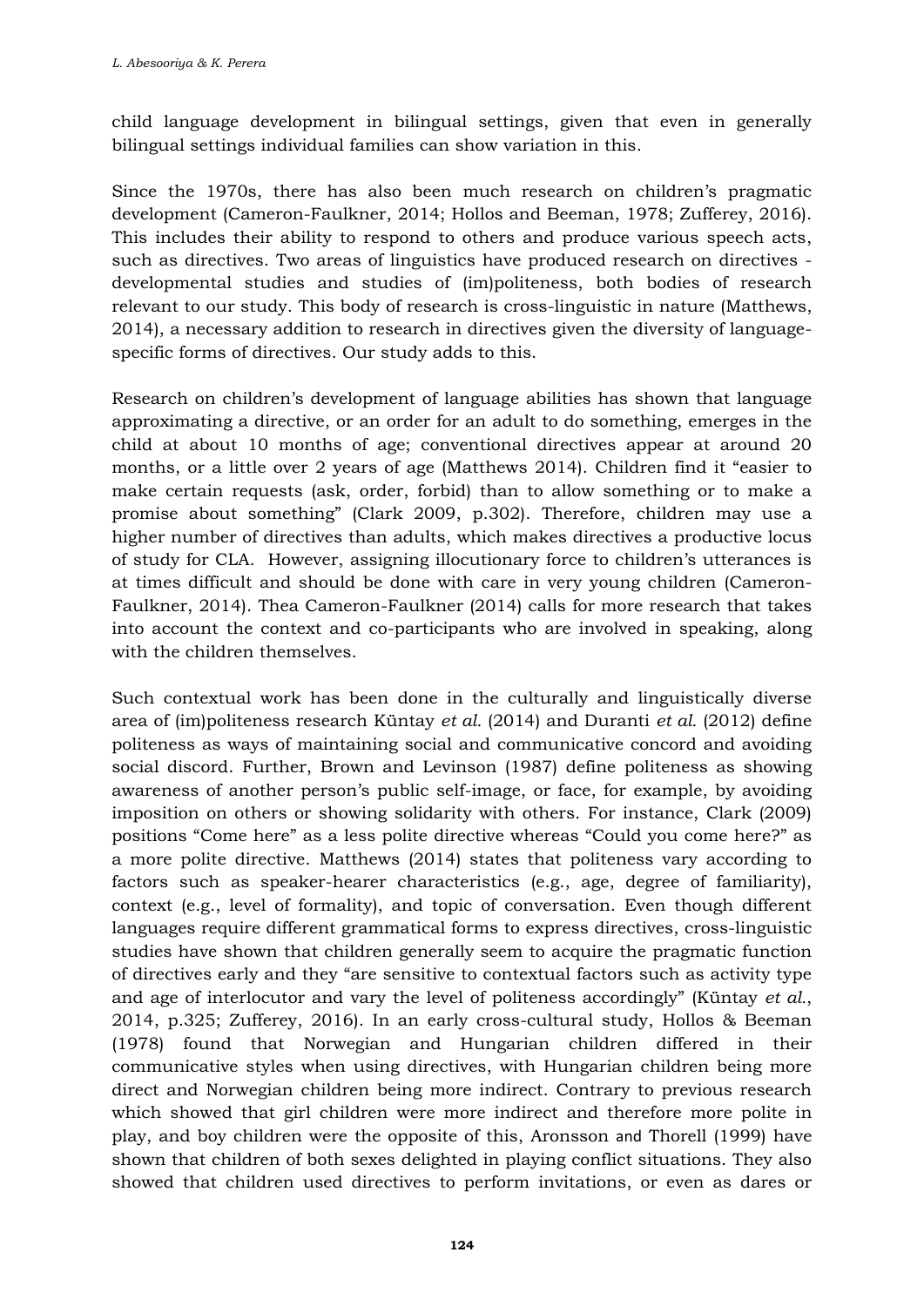child language development in bilingual settings, given that even in generally bilingual settings individual families can show variation in this.

Since the 1970s, there has also been much research on children's pragmatic development (Cameron-Faulkner, 2014; Hollos and Beeman, 1978; Zufferey, 2016). This includes their ability to respond to others and produce various speech acts, such as directives. Two areas of linguistics have produced research on directives - developmental studies and studies of (im)politeness, both bodies of research relevant to our study. This body of research is cross-linguistic in nature (Matthews, 2014), a necessary addition to research in directives given the diversity of language-specific forms of directives. Our study adds to this.

Research on children's development of language abilities has shown that language approximating a directive, or an order for an adult to do something, emerges in the child at about 10 months of age; conventional directives appear at around 20 months, or a little over 2 years of age (Matthews 2014). Children find it "easier to make certain requests (ask, order, forbid) than to allow something or to make a promise about something" (Clark 2009, p.302). Therefore, children may use a higher number of directives than adults, which makes directives a productive locus of study for CLA. However, assigning illocutionary force to children's utterances is at times difficult and should be done with care in very young children (Cameron-Faulkner, 2014). Thea Cameron-Faulkner (2014) calls for more research that takes into account the context and co-participants who are involved in speaking, along with the children themselves.

Such contextual work has been done in the culturally and linguistically diverse area of (im)politeness research Küntay *et al.* (2014) and Duranti *et al.* (2012) define politeness as ways of maintaining social and communicative concord and avoiding social discord. Further, Brown and Levinson (1987) define politeness as showing awareness of another person's public self-image, or face, for example, by avoiding imposition on others or showing solidarity with others. For instance, Clark (2009) positions "Come here" as a less polite directive whereas "Could you come here?" as a more polite directive. Matthews (2014) states that politeness vary according to factors such as speaker-hearer characteristics (e.g., age, degree of familiarity), context (e.g., level of formality), and topic of conversation. Even though different languages require different grammatical forms to express directives, cross-linguistic studies have shown that children generally seem to acquire the pragmatic function of directives early and they "are sensitive to contextual factors such as activity type and age of interlocutor and vary the level of politeness accordingly" (Küntay *et al.*, 2014, p.325; Zufferey, 2016). In an early cross-cultural study, Hollos & Beeman (1978) found that Norwegian and Hungarian children differed in their communicative styles when using directives, with Hungarian children being more direct and Norwegian children being more indirect. Contrary to previous research which showed that girl children were more indirect and therefore more polite in play, and boy children were the opposite of this, Aronsson and Thorell (1999) have shown that children of both sexes delighted in playing conflict situations. They also showed that children used directives to perform invitations, or even as dares or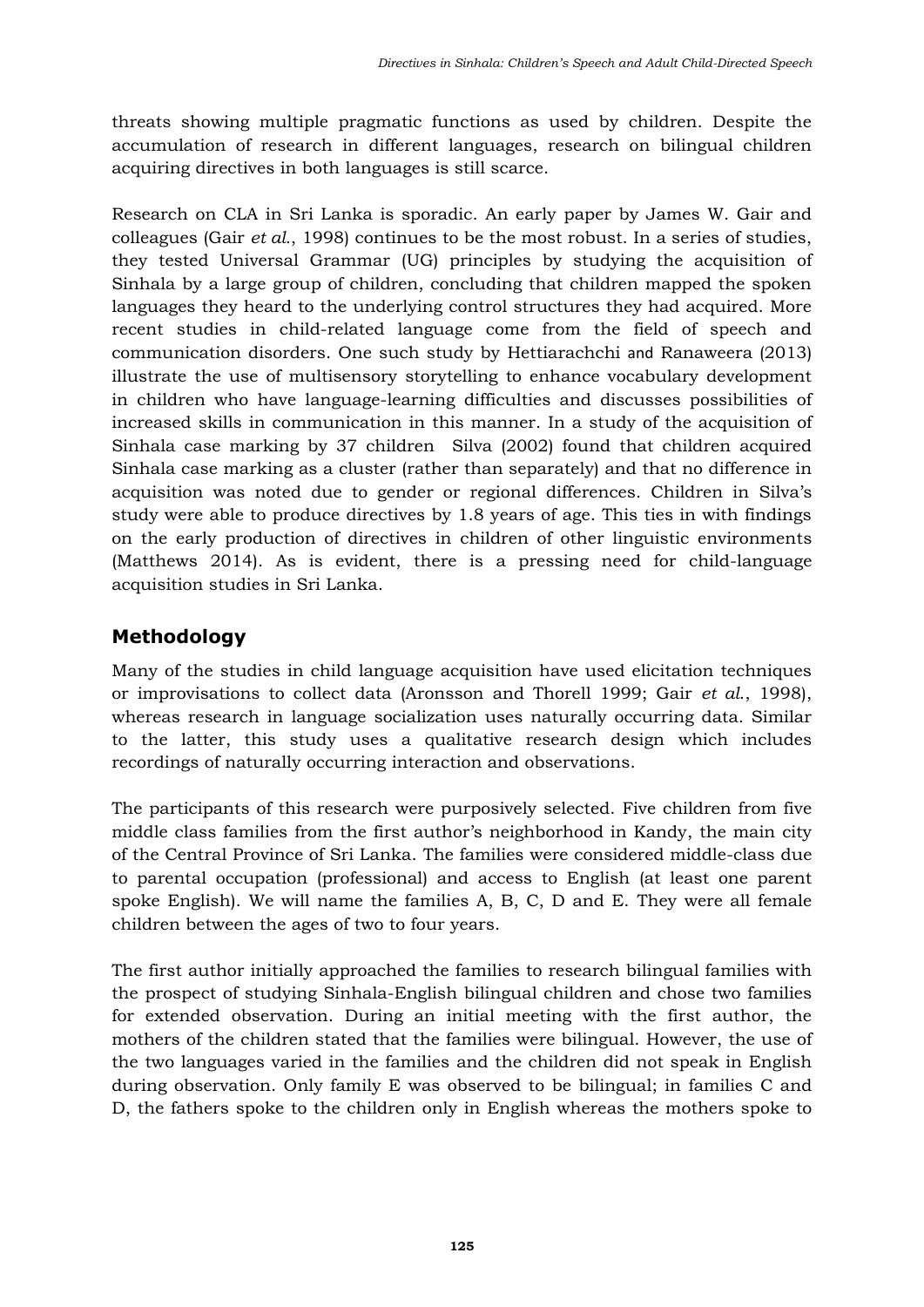threats showing multiple pragmatic functions as used by children. Despite the accumulation of research in different languages, research on bilingual children acquiring directives in both languages is still scarce.

Research on CLA in Sri Lanka is sporadic. An early paper by James W. Gair and colleagues (Gair *et al.*, 1998) continues to be the most robust. In a series of studies, they tested Universal Grammar (UG) principles by studying the acquisition of Sinhala by a large group of children, concluding that children mapped the spoken languages they heard to the underlying control structures they had acquired. More recent studies in child-related language come from the field of speech and communication disorders. One such study by Hettiarachchi and Ranaweera (2013) illustrate the use of multisensory storytelling to enhance vocabulary development in children who have language-learning difficulties and discusses possibilities of increased skills in communication in this manner. In a study of the acquisition of Sinhala case marking by 37 children Silva (2002) found that children acquired Sinhala case marking as a cluster (rather than separately) and that no difference in acquisition was noted due to gender or regional differences. Children in Silva's study were able to produce directives by 1.8 years of age. This ties in with findings on the early production of directives in children of other linguistic environments (Matthews 2014). As is evident, there is a pressing need for child-language acquisition studies in Sri Lanka.

## Methodology

Many of the studies in child language acquisition have used elicitation techniques or improvisations to collect data (Aronsson and Thorell 1999; Gair *et al.*, 1998), whereas research in language socialization uses naturally occurring data. Similar to the latter, this study uses a qualitative research design which includes recordings of naturally occurring interaction and observations.

The participants of this research were purposively selected. Five children from five middle class families from the first author's neighborhood in Kandy, the main city of the Central Province of Sri Lanka. The families were considered middle-class due to parental occupation (professional) and access to English (at least one parent spoke English). We will name the families A, B, C, D and E. They were all female children between the ages of two to four years.

The first author initially approached the families to research bilingual families with the prospect of studying Sinhala-English bilingual children and chose two families for extended observation. During an initial meeting with the first author, the mothers of the children stated that the families were bilingual. However, the use of the two languages varied in the families and the children did not speak in English during observation. Only family E was observed to be bilingual; in families C and D, the fathers spoke to the children only in English whereas the mothers spoke to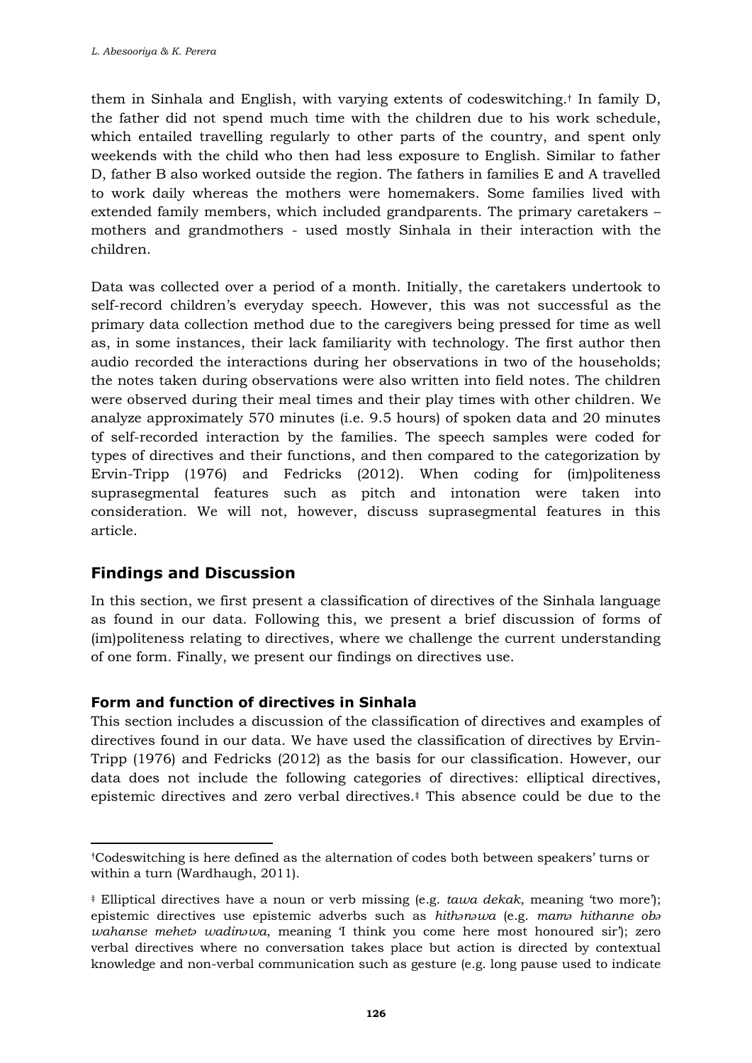them in Sinhala and English, with varying extents of codeswitching.[†] In family D, the father did not spend much time with the children due to his work schedule, which entailed travelling regularly to other parts of the country, and spent only weekends with the child who then had less exposure to English. Similar to father D, father B also worked outside the region. The fathers in families E and A travelled to work daily whereas the mothers were homemakers. Some families lived with extended family members, which included grandparents. The primary caretakers – mothers and grandmothers - used mostly Sinhala in their interaction with the children.

Data was collected over a period of a month. Initially, the caretakers undertook to self-record children's everyday speech. However, this was not successful as the primary data collection method due to the caregivers being pressed for time as well as, in some instances, their lack familiarity with technology. The first author then audio recorded the interactions during her observations in two of the households; the notes taken during observations were also written into field notes. The children were observed during their meal times and their play times with other children. We analyze approximately 570 minutes (i.e. 9.5 hours) of spoken data and 20 minutes of self-recorded interaction by the families. The speech samples were coded for types of directives and their functions, and then compared to the categorization by Ervin-Tripp (1976) and Fedricks (2012). When coding for (im)politeness suprasegmental features such as pitch and intonation were taken into consideration. We will not, however, discuss suprasegmental features in this article.

## Findings and Discussion

In this section, we first present a classification of directives of the Sinhala language as found in our data. Following this, we present a brief discussion of forms of (im)politeness relating to directives, where we challenge the current understanding of one form. Finally, we present our findings on directives use.

### Form and function of directives in Sinhala

This section includes a discussion of the classification of directives and examples of directives found in our data. We have used the classification of directives by Ervin-Tripp (1976) and Fedricks (2012) as the basis for our classification. However, our data does not include the following categories of directives: elliptical directives, epistemic directives and zero verbal directives.[‡] This absence could be due to the

---

[†]Codeswitching is here defined as the alternation of codes both between speakers' turns or within a turn (Wardhaugh, 2011).

[‡] Elliptical directives have a noun or verb missing (e.g. *tawa dekak*, meaning 'two more'); epistemic directives use epistemic adverbs such as *hithənəwa* (e.g. *mamə hithanne obə wahanse mehetə wadinəwa*, meaning 'I think you come here most honoured sir'); zero verbal directives where no conversation takes place but action is directed by contextual knowledge and non-verbal communication such as gesture (e.g. long pause used to indicate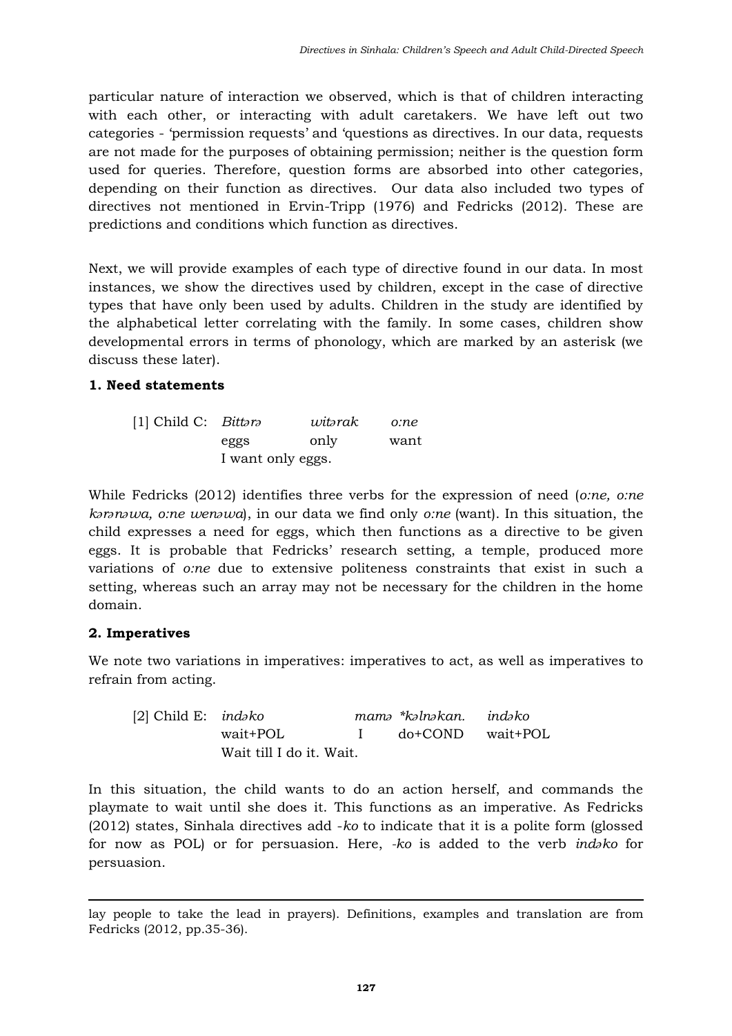particular nature of interaction we observed, which is that of children interacting with each other, or interacting with adult caretakers. We have left out two categories - 'permission requests' and 'questions as directives. In our data, requests are not made for the purposes of obtaining permission; neither is the question form used for queries. Therefore, question forms are absorbed into other categories, depending on their function as directives. Our data also included two types of directives not mentioned in Ervin-Tripp (1976) and Fedricks (2012). These are predictions and conditions which function as directives.

Next, we will provide examples of each type of directive found in our data. In most instances, we show the directives used by children, except in the case of directive types that have only been used by adults. Children in the study are identified by the alphabetical letter correlating with the family. In some cases, children show developmental errors in terms of phonology, which are marked by an asterisk (we discuss these later).

**1. Need statements**

| [1] Child C: | *Bittərə* | *witərak* | *o:ne* |
|---|---|---|---|
| | eggs | only | want |
| | I want only eggs. | | |

While Fedricks (2012) identifies three verbs for the expression of need (*o:ne, o:ne kərənəwa, o:ne wenəwa*), in our data we find only *o:ne* (want). In this situation, the child expresses a need for eggs, which then functions as a directive to be given eggs. It is probable that Fedricks' research setting, a temple, produced more variations of *o:ne* due to extensive politeness constraints that exist in such a setting, whereas such an array may not be necessary for the children in the home domain.

**2. Imperatives**

We note two variations in imperatives: imperatives to act, as well as imperatives to refrain from acting.

| [2] Child E: | *indəko* | *mamə* | *\*kəlnəkan.* | *indəko* |
|---|---|---|---|---|
| | wait+POL | I | do+COND | wait+POL |
| | Wait till I do it. Wait. | | | |

In this situation, the child wants to do an action herself, and commands the playmate to wait until she does it. This functions as an imperative. As Fedricks (2012) states, Sinhala directives add -*ko* to indicate that it is a polite form (glossed for now as POL) or for persuasion. Here, -*ko* is added to the verb *indəko* for persuasion.

---

lay people to take the lead in prayers). Definitions, examples and translation are from Fedricks (2012, pp.35-36).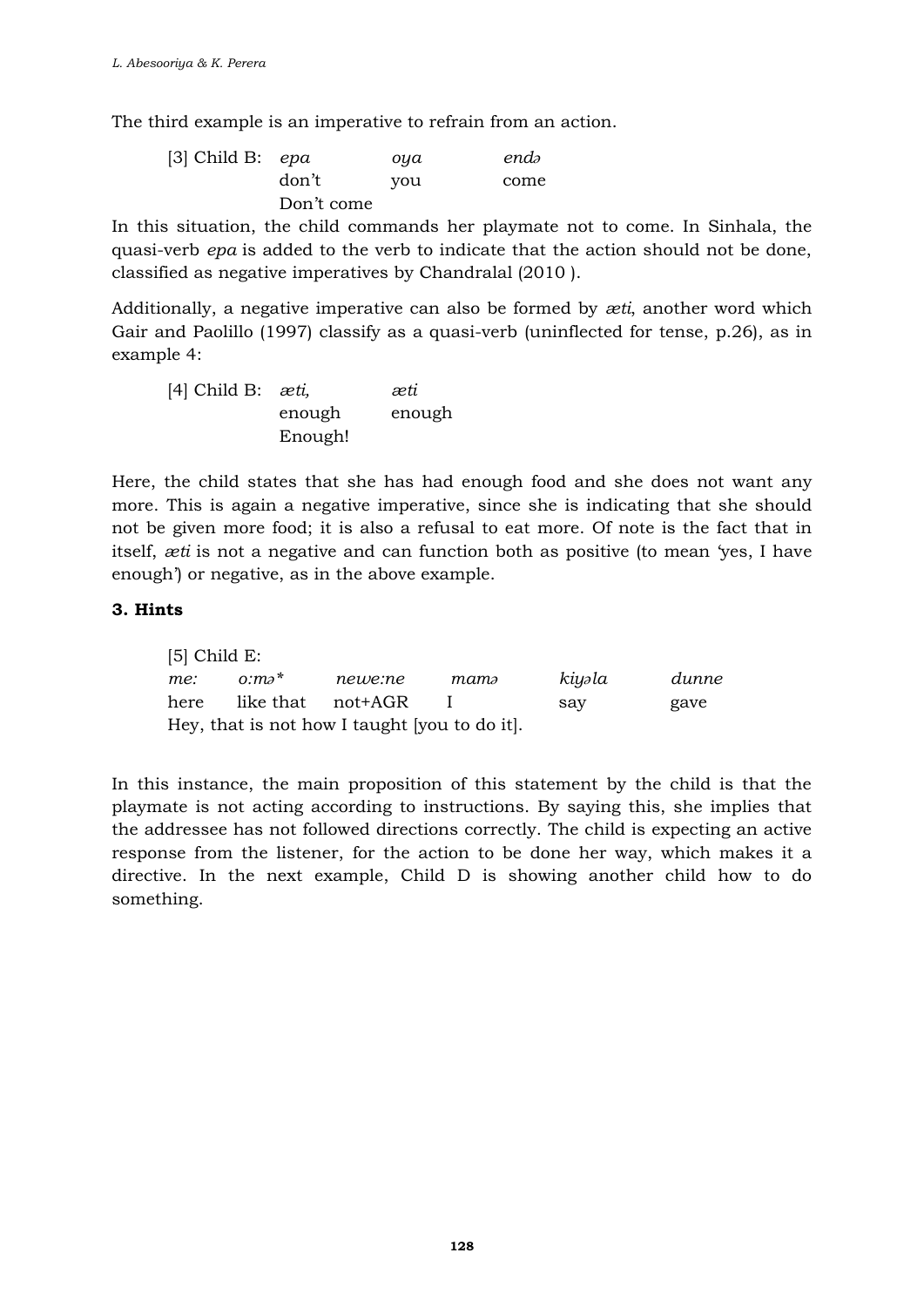The third example is an imperative to refrain from an action.

| [3] Child B: | *epa* | *oya* | *endə* |
| --- | --- | --- | --- |
| | don't | you | come |
| | Don't come | | |

In this situation, the child commands her playmate not to come. In Sinhala, the quasi-verb *epa* is added to the verb to indicate that the action should not be done, classified as negative imperatives by Chandralal (2010 ).

Additionally, a negative imperative can also be formed by *æti*, another word which Gair and Paolillo (1997) classify as a quasi-verb (uninflected for tense, p.26), as in example 4:

| [4] Child B: | *æti,* | *æti* |
| --- | --- | --- |
| | enough | enough |
| | Enough! | |

Here, the child states that she has had enough food and she does not want any more. This is again a negative imperative, since she is indicating that she should not be given more food; it is also a refusal to eat more. Of note is the fact that in itself, *æti* is not a negative and can function both as positive (to mean 'yes, I have enough') or negative, as in the above example.

### 3. Hints

[5] Child E:

| *me:* | *o:mə** | *newe:ne* | *mamə* | *kiyəla* | *dunne* |
| --- | --- | --- | --- | --- | --- |
| here | like that | not+AGR | I | say | gave |

Hey, that is not how I taught [you to do it].

In this instance, the main proposition of this statement by the child is that the playmate is not acting according to instructions. By saying this, she implies that the addressee has not followed directions correctly. The child is expecting an active response from the listener, for the action to be done her way, which makes it a directive. In the next example, Child D is showing another child how to do something.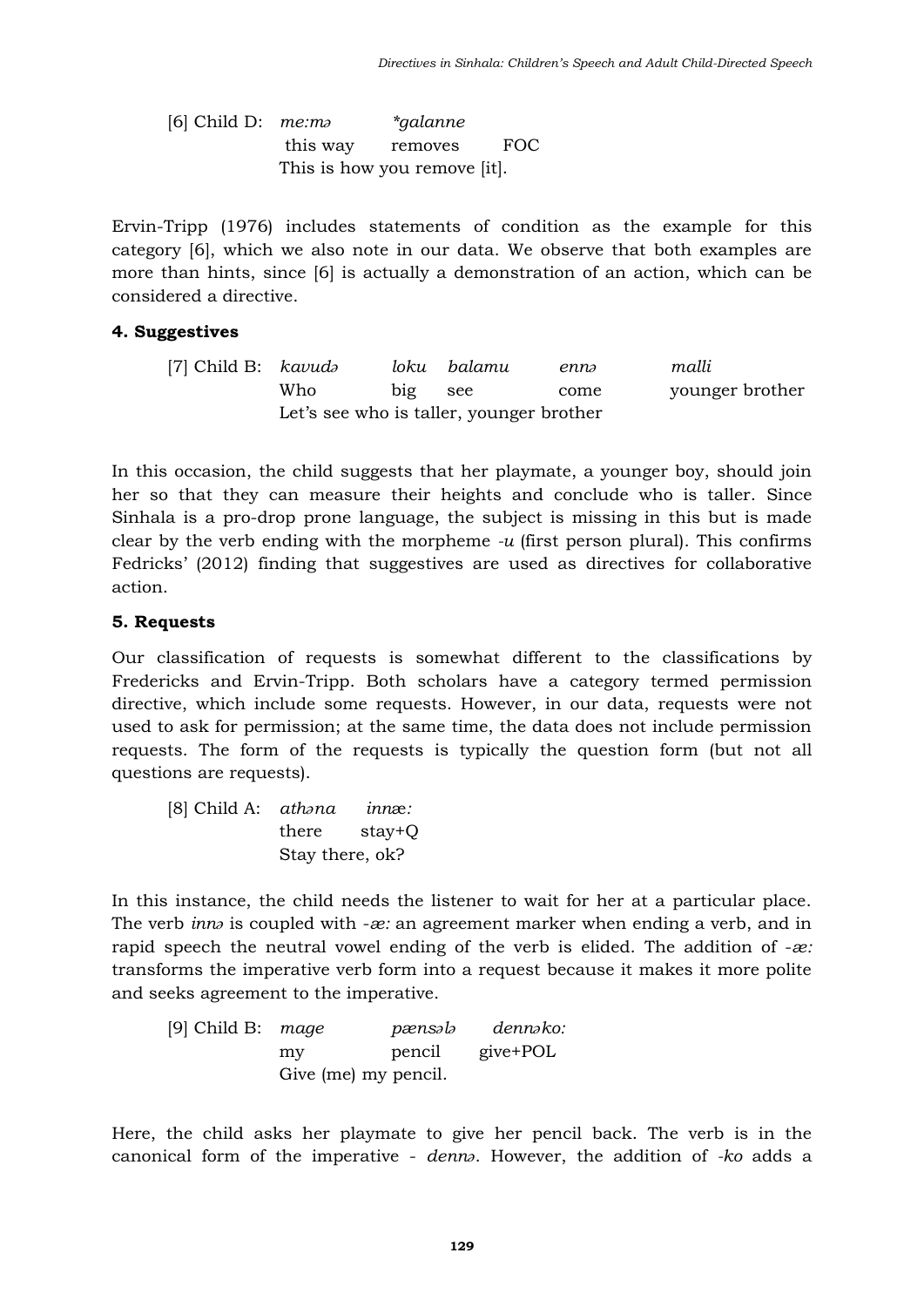[6] Child D: *me:mə* *\*galanne*
this way removes FOC
This is how you remove [it].

Ervin-Tripp (1976) includes statements of condition as the example for this category [6], which we also note in our data. We observe that both examples are more than hints, since [6] is actually a demonstration of an action, which can be considered a directive.

**4. Suggestives**

[7] Child B: *kavudə* *loku* *balamu* *ennə* *malli*
Who big see come younger brother
Let's see who is taller, younger brother

In this occasion, the child suggests that her playmate, a younger boy, should join her so that they can measure their heights and conclude who is taller. Since Sinhala is a pro-drop prone language, the subject is missing in this but is made clear by the verb ending with the morpheme *-u* (first person plural). This confirms Fedricks' (2012) finding that suggestives are used as directives for collaborative action.

**5. Requests**

Our classification of requests is somewhat different to the classifications by Fredericks and Ervin-Tripp. Both scholars have a category termed permission directive, which include some requests. However, in our data, requests were not used to ask for permission; at the same time, the data does not include permission requests. The form of the requests is typically the question form (but not all questions are requests).

[8] Child A: *athəna* *innæ:*
there stay+Q
Stay there, ok?

In this instance, the child needs the listener to wait for her at a particular place. The verb *innə* is coupled with *-æ:* an agreement marker when ending a verb, and in rapid speech the neutral vowel ending of the verb is elided. The addition of *-æ:* transforms the imperative verb form into a request because it makes it more polite and seeks agreement to the imperative.

[9] Child B: *mage* *pænsələ* *dennəko:*
my pencil give+POL
Give (me) my pencil.

Here, the child asks her playmate to give her pencil back. The verb is in the canonical form of the imperative - *dennə*. However, the addition of *-ko* adds a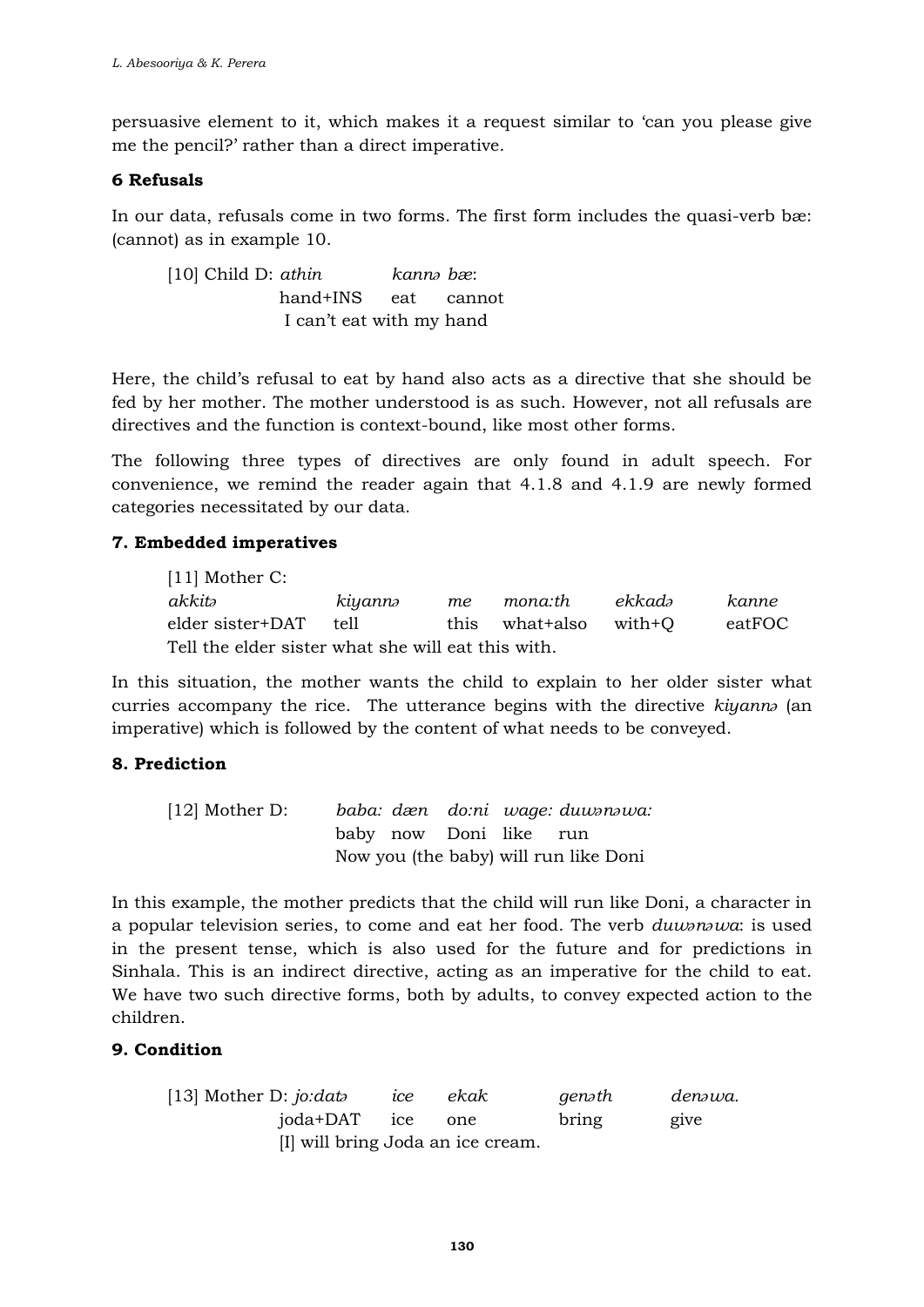persuasive element to it, which makes it a request similar to 'can you please give me the pencil?' rather than a direct imperative.

### 6 Refusals

In our data, refusals come in two forms. The first form includes the quasi-verb bæ: (cannot) as in example 10.

[10] Child D: *athin* *kannə bæ*:
hand+INS eat cannot
I can't eat with my hand

Here, the child's refusal to eat by hand also acts as a directive that she should be fed by her mother. The mother understood is as such. However, not all refusals are directives and the function is context-bound, like most other forms.

The following three types of directives are only found in adult speech. For convenience, we remind the reader again that 4.1.8 and 4.1.9 are newly formed categories necessitated by our data.

### 7. Embedded imperatives

[11] Mother C:

| *akkitə* | *kiyannə* | *me* | *mona:th* | *ekkadə* | *kanne* |
|---|---|---|---|---|---|
| elder sister+DAT | tell | this | what+also | with+Q | eatFOC |

Tell the elder sister what she will eat this with.

In this situation, the mother wants the child to explain to her older sister what curries accompany the rice. The utterance begins with the directive *kiyannə* (an imperative) which is followed by the content of what needs to be conveyed.

### 8. Prediction

[12] Mother D: *baba: dæn do:ni wage: duwənəwa:*
baby now Doni like run
Now you (the baby) will run like Doni

In this example, the mother predicts that the child will run like Doni, a character in a popular television series, to come and eat her food. The verb *duwənəwa*: is used in the present tense, which is also used for the future and for predictions in Sinhala. This is an indirect directive, acting as an imperative for the child to eat. We have two such directive forms, both by adults, to convey expected action to the children.

### 9. Condition

[13] Mother D: *jo:datə* *ice* *ekak* *genəth* *denəwa.*
joda+DAT ice one bring give
[I] will bring Joda an ice cream.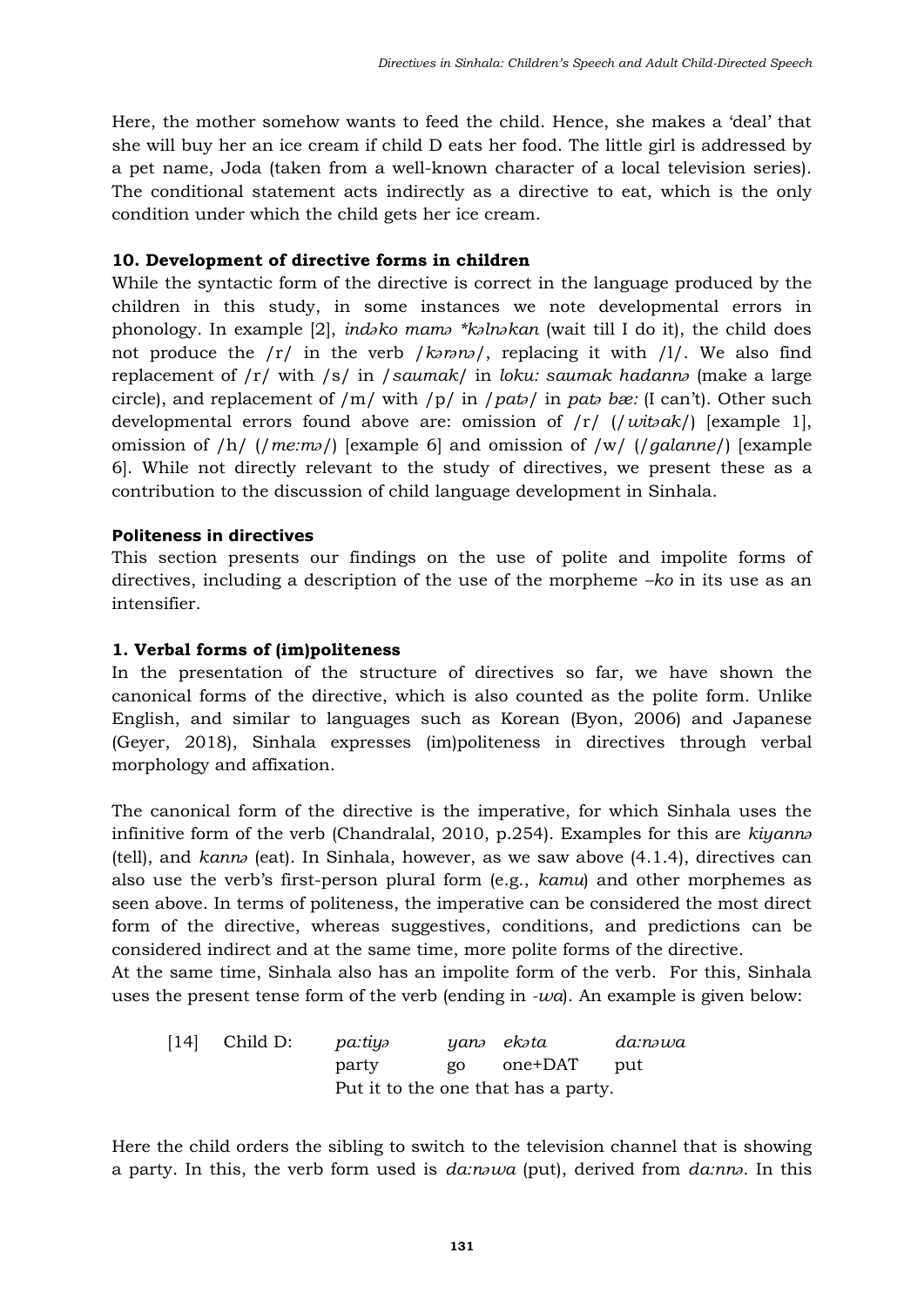Here, the mother somehow wants to feed the child. Hence, she makes a 'deal' that she will buy her an ice cream if child D eats her food. The little girl is addressed by a pet name, Joda (taken from a well-known character of a local television series). The conditional statement acts indirectly as a directive to eat, which is the only condition under which the child gets her ice cream.

### 10. Development of directive forms in children

While the syntactic form of the directive is correct in the language produced by the children in this study, in some instances we note developmental errors in phonology. In example [2], *indəko mamə *kəlnəkan* (wait till I do it), the child does not produce the /r/ in the verb /*kərənə*/, replacing it with /l/. We also find replacement of /r/ with /s/ in /*saumak*/ in *loku: saumak hadannə* (make a large circle), and replacement of /m/ with /p/ in /*patə*/ in *patə bæ:* (I can't). Other such developmental errors found above are: omission of /r/ (/*witəak*/) [example 1], omission of /h/ (/*me:mə*/) [example 6] and omission of /w/ (/*galanne*/) [example 6]. While not directly relevant to the study of directives, we present these as a contribution to the discussion of child language development in Sinhala.

## Politeness in directives

This section presents our findings on the use of polite and impolite forms of directives, including a description of the use of the morpheme *–ko* in its use as an intensifier.

### 1. Verbal forms of (im)politeness

In the presentation of the structure of directives so far, we have shown the canonical forms of the directive, which is also counted as the polite form. Unlike English, and similar to languages such as Korean (Byon, 2006) and Japanese (Geyer, 2018), Sinhala expresses (im)politeness in directives through verbal morphology and affixation.

The canonical form of the directive is the imperative, for which Sinhala uses the infinitive form of the verb (Chandralal, 2010, p.254). Examples for this are *kiyannə* (tell), and *kannə* (eat). In Sinhala, however, as we saw above (4.1.4), directives can also use the verb's first-person plural form (e.g., *kamu*) and other morphemes as seen above. In terms of politeness, the imperative can be considered the most direct form of the directive, whereas suggestives, conditions, and predictions can be considered indirect and at the same time, more polite forms of the directive.
At the same time, Sinhala also has an impolite form of the verb. For this, Sinhala uses the present tense form of the verb (ending in *-wa*). An example is given below:

| [14] | Child D: | *pa:tiyə* | *yanə* | *ekəta* | *da:nəwa* |
|---|---|---|---|---|---|
| | | party | go | one+DAT | put |
| | | Put it to the one that has a party. | | | |

Here the child orders the sibling to switch to the television channel that is showing a party. In this, the verb form used is *da:nəwa* (put), derived from *da:nnə*. In this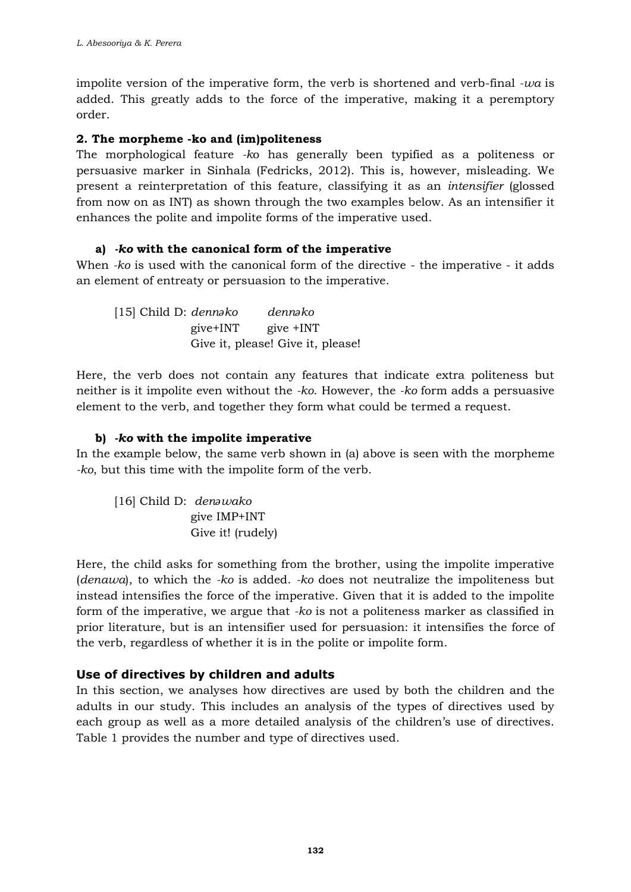impolite version of the imperative form, the verb is shortened and verb-final *-wa* is added. This greatly adds to the force of the imperative, making it a peremptory order.

**2. The morpheme -ko and (im)politeness**

The morphological feature *-k*o has generally been typified as a politeness or persuasive marker in Sinhala (Fedricks, 2012). This is, however, misleading. We present a reinterpretation of this feature, classifying it as an *intensifier* (glossed from now on as INT) as shown through the two examples below. As an intensifier it enhances the polite and impolite forms of the imperative used.

**a) *-ko* with the canonical form of the imperative**

When *-ko* is used with the canonical form of the directive - the imperative - it adds an element of entreaty or persuasion to the imperative.

[15] Child D: *dennəko* *dennəko*
give+INT give +INT
Give it, please! Give it, please!

Here, the verb does not contain any features that indicate extra politeness but neither is it impolite even without the *-ko*. However, the *-ko* form adds a persuasive element to the verb, and together they form what could be termed a request.

**b) *-ko* with the impolite imperative**

In the example below, the same verb shown in (a) above is seen with the morpheme *-ko*, but this time with the impolite form of the verb.

[16] Child D: *denəwako*
give IMP+INT
Give it! (rudely)

Here, the child asks for something from the brother, using the impolite imperative (*denawa*), to which the *-ko* is added. *-ko* does not neutralize the impoliteness but instead intensifies the force of the imperative. Given that it is added to the impolite form of the imperative, we argue that *-ko* is not a politeness marker as classified in prior literature, but is an intensifier used for persuasion: it intensifies the force of the verb, regardless of whether it is in the polite or impolite form.

## Use of directives by children and adults

In this section, we analyses how directives are used by both the children and the adults in our study. This includes an analysis of the types of directives used by each group as well as a more detailed analysis of the children's use of directives. Table 1 provides the number and type of directives used.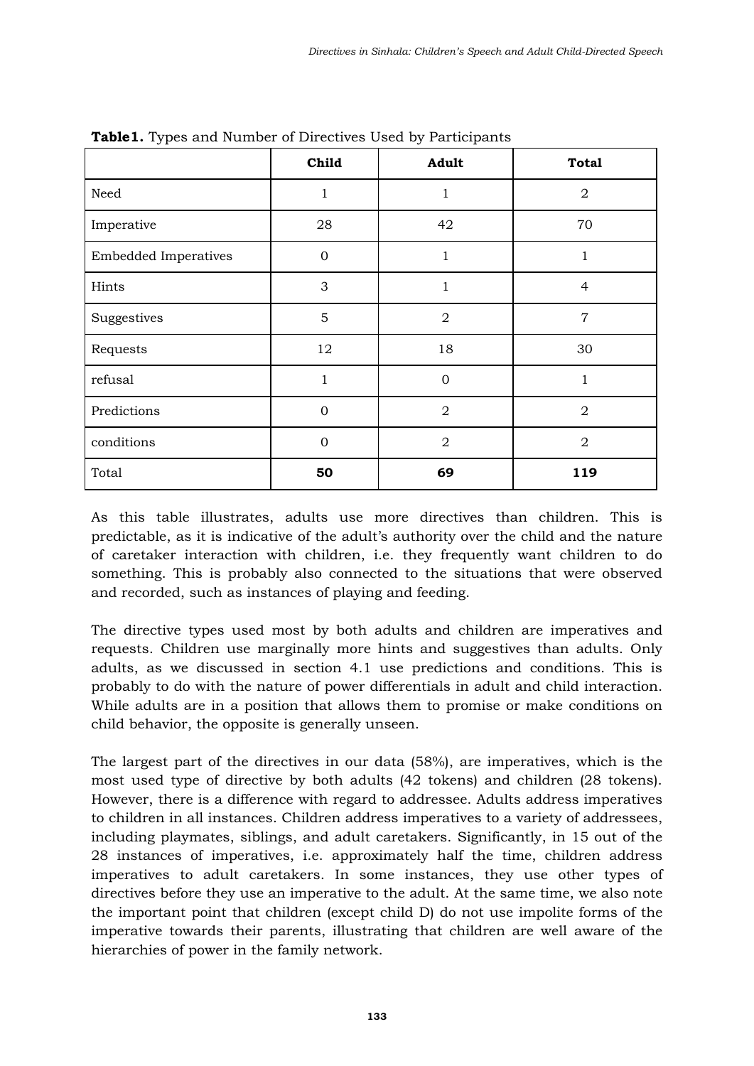**Table1.** Types and Number of Directives Used by Participants

| | Child | Adult | Total |
|---|---|---|---|
| Need | 1 | 1 | 2 |
| Imperative | 28 | 42 | 70 |
| Embedded Imperatives | 0 | 1 | 1 |
| Hints | 3 | 1 | 4 |
| Suggestives | 5 | 2 | 7 |
| Requests | 12 | 18 | 30 |
| refusal | 1 | 0 | 1 |
| Predictions | 0 | 2 | 2 |
| conditions | 0 | 2 | 2 |
| Total | **50** | **69** | **119** |

As this table illustrates, adults use more directives than children. This is predictable, as it is indicative of the adult's authority over the child and the nature of caretaker interaction with children, i.e. they frequently want children to do something. This is probably also connected to the situations that were observed and recorded, such as instances of playing and feeding.

The directive types used most by both adults and children are imperatives and requests. Children use marginally more hints and suggestives than adults. Only adults, as we discussed in section 4.1 use predictions and conditions. This is probably to do with the nature of power differentials in adult and child interaction. While adults are in a position that allows them to promise or make conditions on child behavior, the opposite is generally unseen.

The largest part of the directives in our data (58%), are imperatives, which is the most used type of directive by both adults (42 tokens) and children (28 tokens). However, there is a difference with regard to addressee. Adults address imperatives to children in all instances. Children address imperatives to a variety of addressees, including playmates, siblings, and adult caretakers. Significantly, in 15 out of the 28 instances of imperatives, i.e. approximately half the time, children address imperatives to adult caretakers. In some instances, they use other types of directives before they use an imperative to the adult. At the same time, we also note the important point that children (except child D) do not use impolite forms of the imperative towards their parents, illustrating that children are well aware of the hierarchies of power in the family network.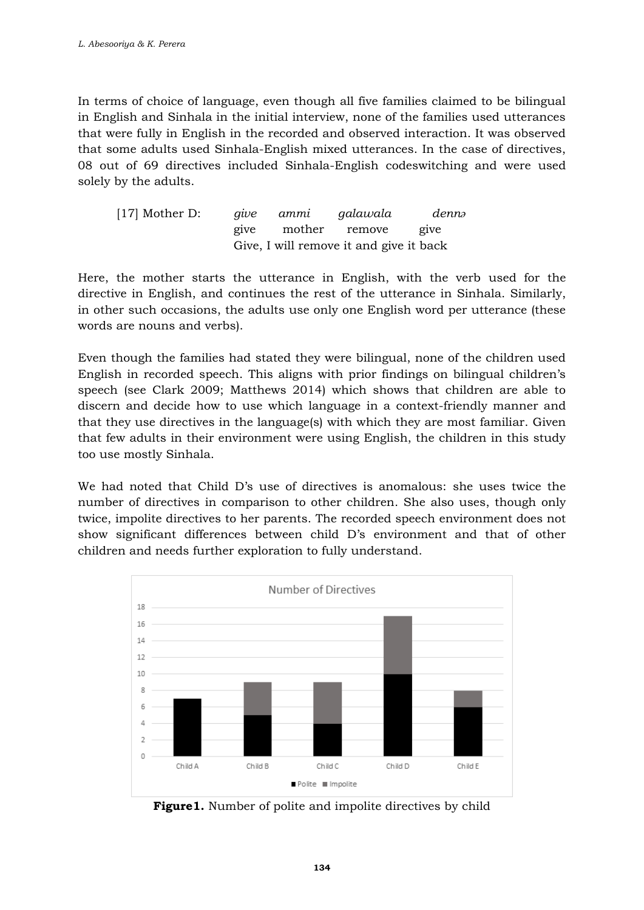In terms of choice of language, even though all five families claimed to be bilingual in English and Sinhala in the initial interview, none of the families used utterances that were fully in English in the recorded and observed interaction. It was observed that some adults used Sinhala-English mixed utterances. In the case of directives, 08 out of 69 directives included Sinhala-English codeswitching and were used solely by the adults.

[17] Mother D: *give ammi galawala dennə*
give mother remove give
Give, I will remove it and give it back

Here, the mother starts the utterance in English, with the verb used for the directive in English, and continues the rest of the utterance in Sinhala. Similarly, in other such occasions, the adults use only one English word per utterance (these words are nouns and verbs).

Even though the families had stated they were bilingual, none of the children used English in recorded speech. This aligns with prior findings on bilingual children's speech (see Clark 2009; Matthews 2014) which shows that children are able to discern and decide how to use which language in a context-friendly manner and that they use directives in the language(s) with which they are most familiar. Given that few adults in their environment were using English, the children in this study too use mostly Sinhala.

We had noted that Child D's use of directives is anomalous: she uses twice the number of directives in comparison to other children. She also uses, though only twice, impolite directives to her parents. The recorded speech environment does not show significant differences between child D's environment and that of other children and needs further exploration to fully understand.

| | Child A | Child B | Child C | Child D | Child E |
|---|---|---|---|---|---|
| Polite | 7 | 5 | 4 | 10 | 6 |
| Impolite | 0 | 4 | 5 | 7 | 2 |

**Figure 1.** Number of polite and impolite directives by child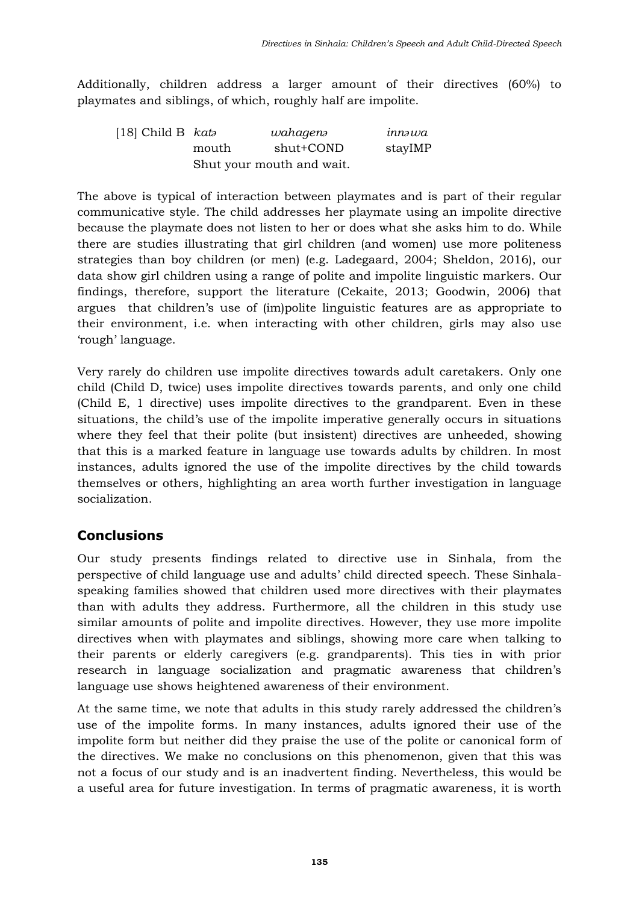Additionally, children address a larger amount of their directives (60%) to playmates and siblings, of which, roughly half are impolite.

| [18] Child B | *katə* | *wahagenə* | *innəwa* |
|---|---|---|---|
| | mouth | shut+COND | stayIMP |
| | Shut your mouth and wait. | | |

The above is typical of interaction between playmates and is part of their regular communicative style. The child addresses her playmate using an impolite directive because the playmate does not listen to her or does what she asks him to do. While there are studies illustrating that girl children (and women) use more politeness strategies than boy children (or men) (e.g. Ladegaard, 2004; Sheldon, 2016), our data show girl children using a range of polite and impolite linguistic markers. Our findings, therefore, support the literature (Cekaite, 2013; Goodwin, 2006) that argues that children's use of (im)polite linguistic features are as appropriate to their environment, i.e. when interacting with other children, girls may also use 'rough' language.

Very rarely do children use impolite directives towards adult caretakers. Only one child (Child D, twice) uses impolite directives towards parents, and only one child (Child E, 1 directive) uses impolite directives to the grandparent. Even in these situations, the child's use of the impolite imperative generally occurs in situations where they feel that their polite (but insistent) directives are unheeded, showing that this is a marked feature in language use towards adults by children. In most instances, adults ignored the use of the impolite directives by the child towards themselves or others, highlighting an area worth further investigation in language socialization.

## Conclusions

Our study presents findings related to directive use in Sinhala, from the perspective of child language use and adults' child directed speech. These Sinhala-speaking families showed that children used more directives with their playmates than with adults they address. Furthermore, all the children in this study use similar amounts of polite and impolite directives. However, they use more impolite directives when with playmates and siblings, showing more care when talking to their parents or elderly caregivers (e.g. grandparents). This ties in with prior research in language socialization and pragmatic awareness that children's language use shows heightened awareness of their environment.

At the same time, we note that adults in this study rarely addressed the children's use of the impolite forms. In many instances, adults ignored their use of the impolite form but neither did they praise the use of the polite or canonical form of the directives. We make no conclusions on this phenomenon, given that this was not a focus of our study and is an inadvertent finding. Nevertheless, this would be a useful area for future investigation. In terms of pragmatic awareness, it is worth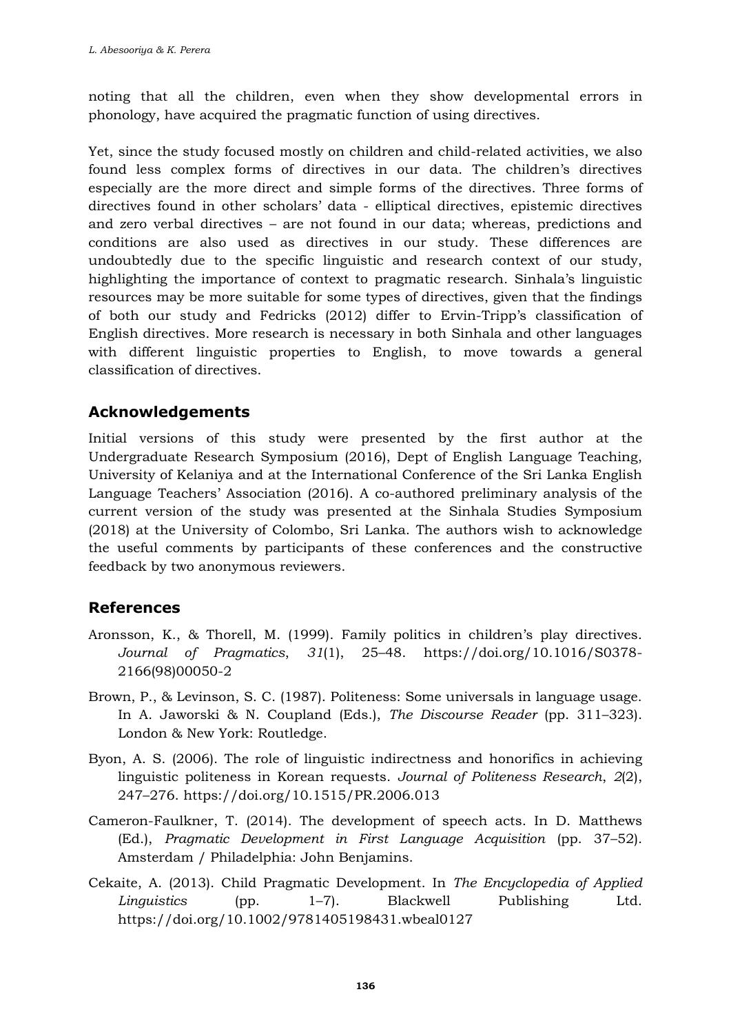noting that all the children, even when they show developmental errors in phonology, have acquired the pragmatic function of using directives.

Yet, since the study focused mostly on children and child-related activities, we also found less complex forms of directives in our data. The children's directives especially are the more direct and simple forms of the directives. Three forms of directives found in other scholars' data - elliptical directives, epistemic directives and zero verbal directives – are not found in our data; whereas, predictions and conditions are also used as directives in our study. These differences are undoubtedly due to the specific linguistic and research context of our study, highlighting the importance of context to pragmatic research. Sinhala's linguistic resources may be more suitable for some types of directives, given that the findings of both our study and Fedricks (2012) differ to Ervin-Tripp's classification of English directives. More research is necessary in both Sinhala and other languages with different linguistic properties to English, to move towards a general classification of directives.

## Acknowledgements

Initial versions of this study were presented by the first author at the Undergraduate Research Symposium (2016), Dept of English Language Teaching, University of Kelaniya and at the International Conference of the Sri Lanka English Language Teachers' Association (2016). A co-authored preliminary analysis of the current version of the study was presented at the Sinhala Studies Symposium (2018) at the University of Colombo, Sri Lanka. The authors wish to acknowledge the useful comments by participants of these conferences and the constructive feedback by two anonymous reviewers.

## References

Aronsson, K., & Thorell, M. (1999). Family politics in children's play directives. *Journal of Pragmatics*, *31*(1), 25–48. https://doi.org/10.1016/S0378-2166(98)00050-2

Brown, P., & Levinson, S. C. (1987). Politeness: Some universals in language usage. In A. Jaworski & N. Coupland (Eds.), *The Discourse Reader* (pp. 311–323). London & New York: Routledge.

Byon, A. S. (2006). The role of linguistic indirectness and honorifics in achieving linguistic politeness in Korean requests. *Journal of Politeness Research*, *2*(2), 247–276. https://doi.org/10.1515/PR.2006.013

Cameron-Faulkner, T. (2014). The development of speech acts. In D. Matthews (Ed.), *Pragmatic Development in First Language Acquisition* (pp. 37–52). Amsterdam / Philadelphia: John Benjamins.

Cekaite, A. (2013). Child Pragmatic Development. In *The Encyclopedia of Applied Linguistics* (pp. 1–7). Blackwell Publishing Ltd. https://doi.org/10.1002/9781405198431.wbeal0127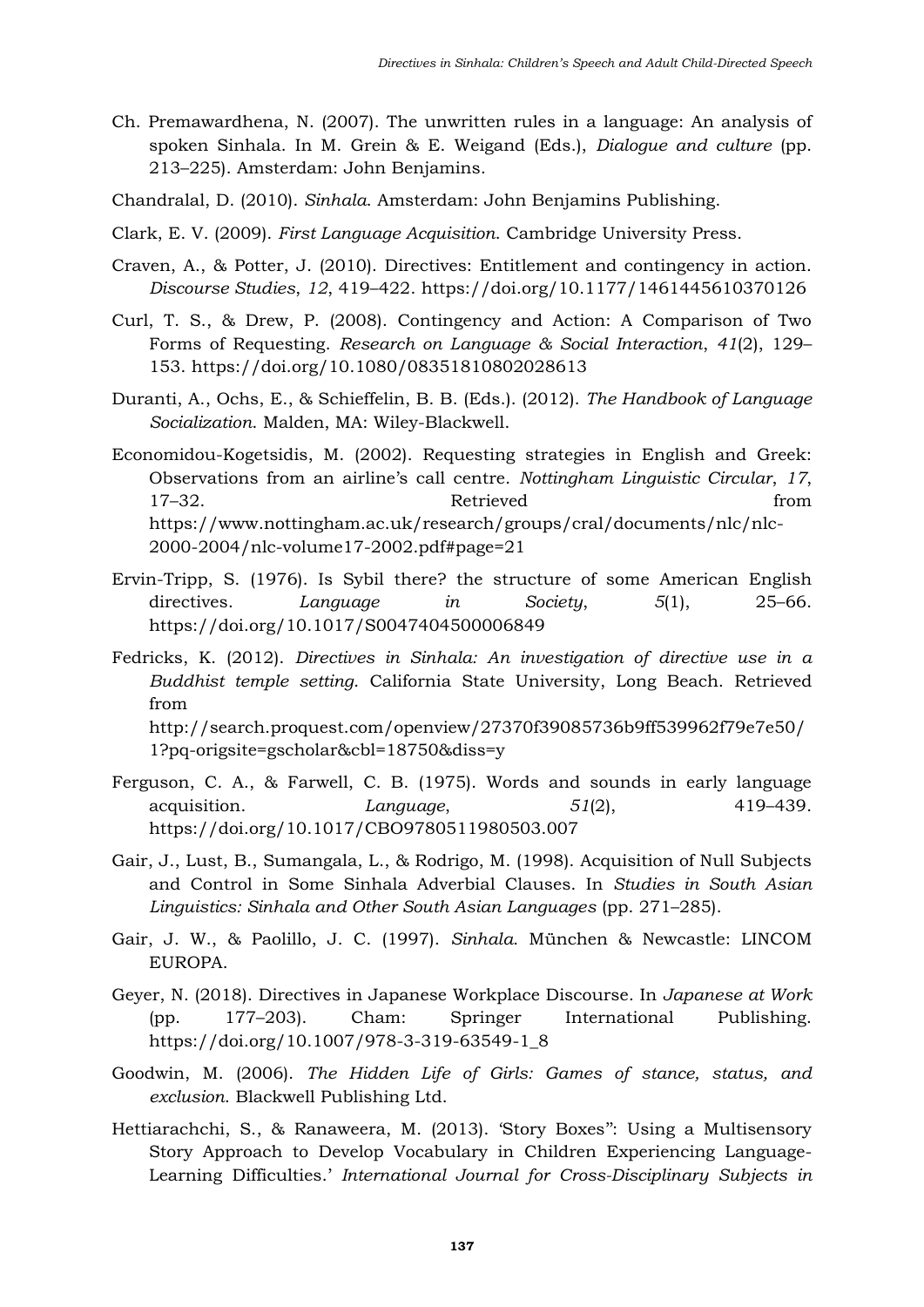Ch. Premawardhena, N. (2007). The unwritten rules in a language: An analysis of spoken Sinhala. In M. Grein & E. Weigand (Eds.), *Dialogue and culture* (pp. 213–225). Amsterdam: John Benjamins.

Chandralal, D. (2010). *Sinhala*. Amsterdam: John Benjamins Publishing.

Clark, E. V. (2009). *First Language Acquisition*. Cambridge University Press.

Craven, A., & Potter, J. (2010). Directives: Entitlement and contingency in action. *Discourse Studies*, *12*, 419–422. https://doi.org/10.1177/1461445610370126

Curl, T. S., & Drew, P. (2008). Contingency and Action: A Comparison of Two Forms of Requesting. *Research on Language & Social Interaction*, *41*(2), 129–153. https://doi.org/10.1080/08351810802028613

Duranti, A., Ochs, E., & Schieffelin, B. B. (Eds.). (2012). *The Handbook of Language Socialization*. Malden, MA: Wiley-Blackwell.

Economidou-Kogetsidis, M. (2002). Requesting strategies in English and Greek: Observations from an airline's call centre. *Nottingham Linguistic Circular*, *17*, 17–32. Retrieved from https://www.nottingham.ac.uk/research/groups/cral/documents/nlc/nlc-2000-2004/nlc-volume17-2002.pdf#page=21

Ervin-Tripp, S. (1976). Is Sybil there? the structure of some American English directives. *Language in Society*, *5*(1), 25–66. https://doi.org/10.1017/S0047404500006849

Fedricks, K. (2012). *Directives in Sinhala: An investigation of directive use in a Buddhist temple setting*. California State University, Long Beach. Retrieved from http://search.proquest.com/openview/27370f39085736b9ff539962f79e7e50/1?pq-origsite=gscholar&cbl=18750&diss=y

Ferguson, C. A., & Farwell, C. B. (1975). Words and sounds in early language acquisition. *Language*, *51*(2), 419–439. https://doi.org/10.1017/CBO9780511980503.007

Gair, J., Lust, B., Sumangala, L., & Rodrigo, M. (1998). Acquisition of Null Subjects and Control in Some Sinhala Adverbial Clauses. In *Studies in South Asian Linguistics: Sinhala and Other South Asian Languages* (pp. 271–285).

Gair, J. W., & Paolillo, J. C. (1997). *Sinhala*. München & Newcastle: LINCOM EUROPA.

Geyer, N. (2018). Directives in Japanese Workplace Discourse. In *Japanese at Work* (pp. 177–203). Cham: Springer International Publishing. https://doi.org/10.1007/978-3-319-63549-1_8

Goodwin, M. (2006). *The Hidden Life of Girls: Games of stance, status, and exclusion*. Blackwell Publishing Ltd.

Hettiarachchi, S., & Ranaweera, M. (2013). 'Story Boxes'': Using a Multisensory Story Approach to Develop Vocabulary in Children Experiencing Language-Learning Difficulties.' *International Journal for Cross-Disciplinary Subjects in*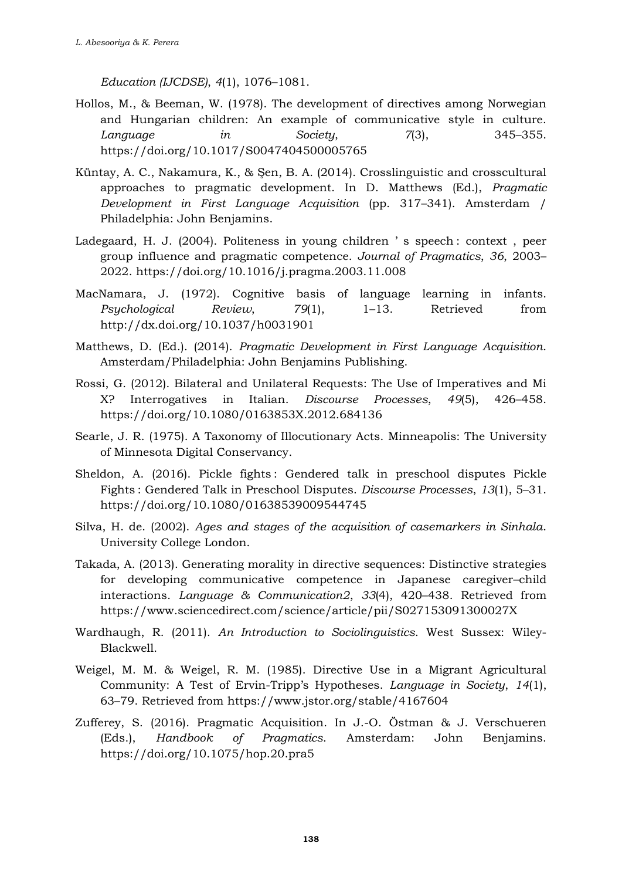*Education (IJCDSE)*, *4*(1), 1076–1081.

Hollos, M., & Beeman, W. (1978). The development of directives among Norwegian and Hungarian children: An example of communicative style in culture. *Language in Society*, *7*(3), 345–355. https://doi.org/10.1017/S0047404500005765

Küntay, A. C., Nakamura, K., & Şen, B. A. (2014). Crosslinguistic and crosscultural approaches to pragmatic development. In D. Matthews (Ed.), *Pragmatic Development in First Language Acquisition* (pp. 317–341). Amsterdam / Philadelphia: John Benjamins.

Ladegaard, H. J. (2004). Politeness in young children ' s speech : context , peer group influence and pragmatic competence. *Journal of Pragmatics*, *36*, 2003–2022. https://doi.org/10.1016/j.pragma.2003.11.008

MacNamara, J. (1972). Cognitive basis of language learning in infants. *Psychological Review*, *79*(1), 1–13. Retrieved from http://dx.doi.org/10.1037/h0031901

Matthews, D. (Ed.). (2014). *Pragmatic Development in First Language Acquisition*. Amsterdam/Philadelphia: John Benjamins Publishing.

Rossi, G. (2012). Bilateral and Unilateral Requests: The Use of Imperatives and Mi X? Interrogatives in Italian. *Discourse Processes*, *49*(5), 426–458. https://doi.org/10.1080/0163853X.2012.684136

Searle, J. R. (1975). A Taxonomy of Illocutionary Acts. Minneapolis: The University of Minnesota Digital Conservancy.

Sheldon, A. (2016). Pickle fights : Gendered talk in preschool disputes Pickle Fights : Gendered Talk in Preschool Disputes. *Discourse Processes*, *13*(1), 5–31. https://doi.org/10.1080/01638539009544745

Silva, H. de. (2002). *Ages and stages of the acquisition of casemarkers in Sinhala*. University College London.

Takada, A. (2013). Generating morality in directive sequences: Distinctive strategies for developing communicative competence in Japanese caregiver–child interactions. *Language & Communication2*, *33*(4), 420–438. Retrieved from https://www.sciencedirect.com/science/article/pii/S027153091300027X

Wardhaugh, R. (2011). *An Introduction to Sociolinguistics*. West Sussex: Wiley-Blackwell.

Weigel, M. M. & Weigel, R. M. (1985). Directive Use in a Migrant Agricultural Community: A Test of Ervin-Tripp's Hypotheses. *Language in Society*, *14*(1), 63–79. Retrieved from https://www.jstor.org/stable/4167604

Zufferey, S. (2016). Pragmatic Acquisition. In J.-O. Östman & J. Verschueren (Eds.), *Handbook of Pragmatics*. Amsterdam: John Benjamins. https://doi.org/10.1075/hop.20.pra5